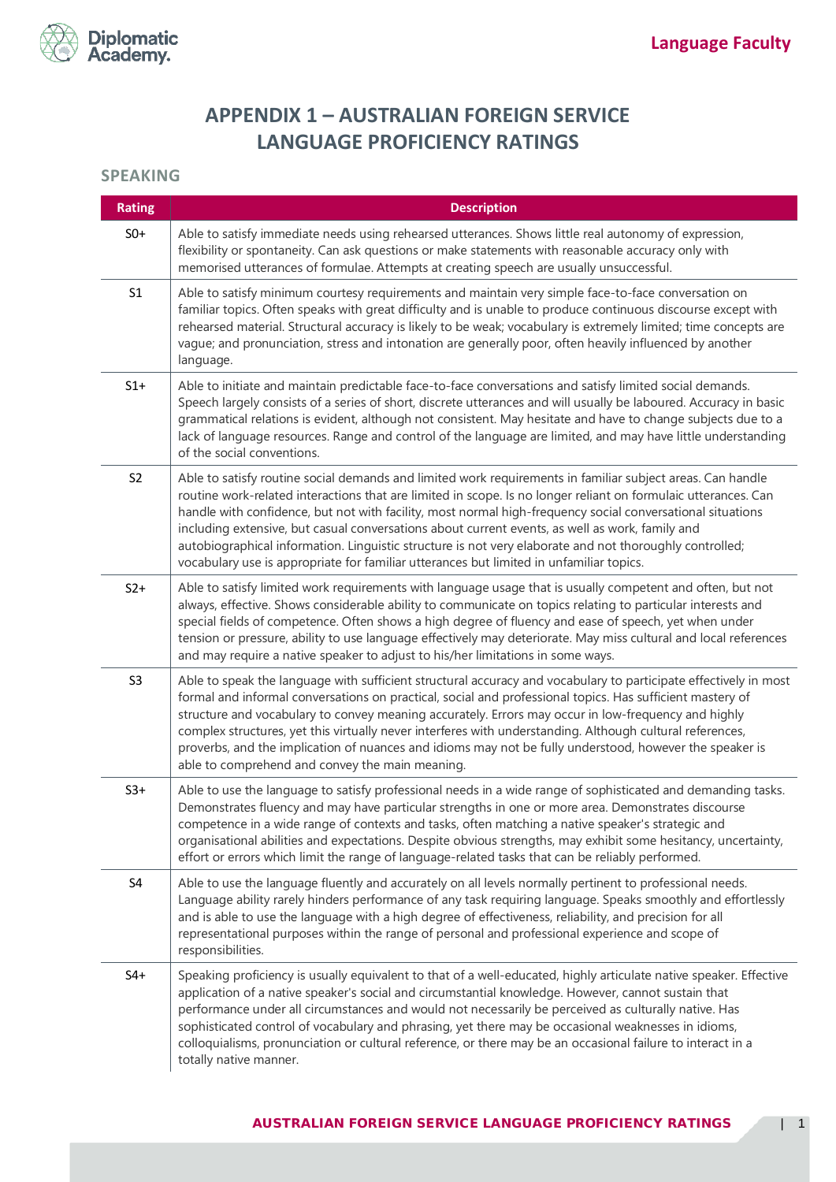# APPENDIX 1 – AUSTRALIAN FOREIGN SERVICE LANGUAGE PROFICIENCY RATINGS

## SPEAKING

| Rating | Description |
|---|---|
| S0+ | Able to satisfy immediate needs using rehearsed utterances. Shows little real autonomy of expression, flexibility or spontaneity. Can ask questions or make statements with reasonable accuracy only with memorised utterances of formulae. Attempts at creating speech are usually unsuccessful. |
| S1 | Able to satisfy minimum courtesy requirements and maintain very simple face-to-face conversation on familiar topics. Often speaks with great difficulty and is unable to produce continuous discourse except with rehearsed material. Structural accuracy is likely to be weak; vocabulary is extremely limited; time concepts are vague; and pronunciation, stress and intonation are generally poor, often heavily influenced by another language. |
| S1+ | Able to initiate and maintain predictable face-to-face conversations and satisfy limited social demands. Speech largely consists of a series of short, discrete utterances and will usually be laboured. Accuracy in basic grammatical relations is evident, although not consistent. May hesitate and have to change subjects due to a lack of language resources. Range and control of the language are limited, and may have little understanding of the social conventions. |
| S2 | Able to satisfy routine social demands and limited work requirements in familiar subject areas. Can handle routine work-related interactions that are limited in scope. Is no longer reliant on formulaic utterances. Can handle with confidence, but not with facility, most normal high-frequency social conversational situations including extensive, but casual conversations about current events, as well as work, family and autobiographical information. Linguistic structure is not very elaborate and not thoroughly controlled; vocabulary use is appropriate for familiar utterances but limited in unfamiliar topics. |
| S2+ | Able to satisfy limited work requirements with language usage that is usually competent and often, but not always, effective. Shows considerable ability to communicate on topics relating to particular interests and special fields of competence. Often shows a high degree of fluency and ease of speech, yet when under tension or pressure, ability to use language effectively may deteriorate. May miss cultural and local references and may require a native speaker to adjust to his/her limitations in some ways. |
| S3 | Able to speak the language with sufficient structural accuracy and vocabulary to participate effectively in most formal and informal conversations on practical, social and professional topics. Has sufficient mastery of structure and vocabulary to convey meaning accurately. Errors may occur in low-frequency and highly complex structures, yet this virtually never interferes with understanding. Although cultural references, proverbs, and the implication of nuances and idioms may not be fully understood, however the speaker is able to comprehend and convey the main meaning. |
| S3+ | Able to use the language to satisfy professional needs in a wide range of sophisticated and demanding tasks. Demonstrates fluency and may have particular strengths in one or more area. Demonstrates discourse competence in a wide range of contexts and tasks, often matching a native speaker's strategic and organisational abilities and expectations. Despite obvious strengths, may exhibit some hesitancy, uncertainty, effort or errors which limit the range of language-related tasks that can be reliably performed. |
| S4 | Able to use the language fluently and accurately on all levels normally pertinent to professional needs. Language ability rarely hinders performance of any task requiring language. Speaks smoothly and effortlessly and is able to use the language with a high degree of effectiveness, reliability, and precision for all representational purposes within the range of personal and professional experience and scope of responsibilities. |
| S4+ | Speaking proficiency is usually equivalent to that of a well-educated, highly articulate native speaker. Effective application of a native speaker's social and circumstantial knowledge. However, cannot sustain that performance under all circumstances and would not necessarily be perceived as culturally native. Has sophisticated control of vocabulary and phrasing, yet there may be occasional weaknesses in idioms, colloquialisms, pronunciation or cultural reference, or there may be an occasional failure to interact in a totally native manner. |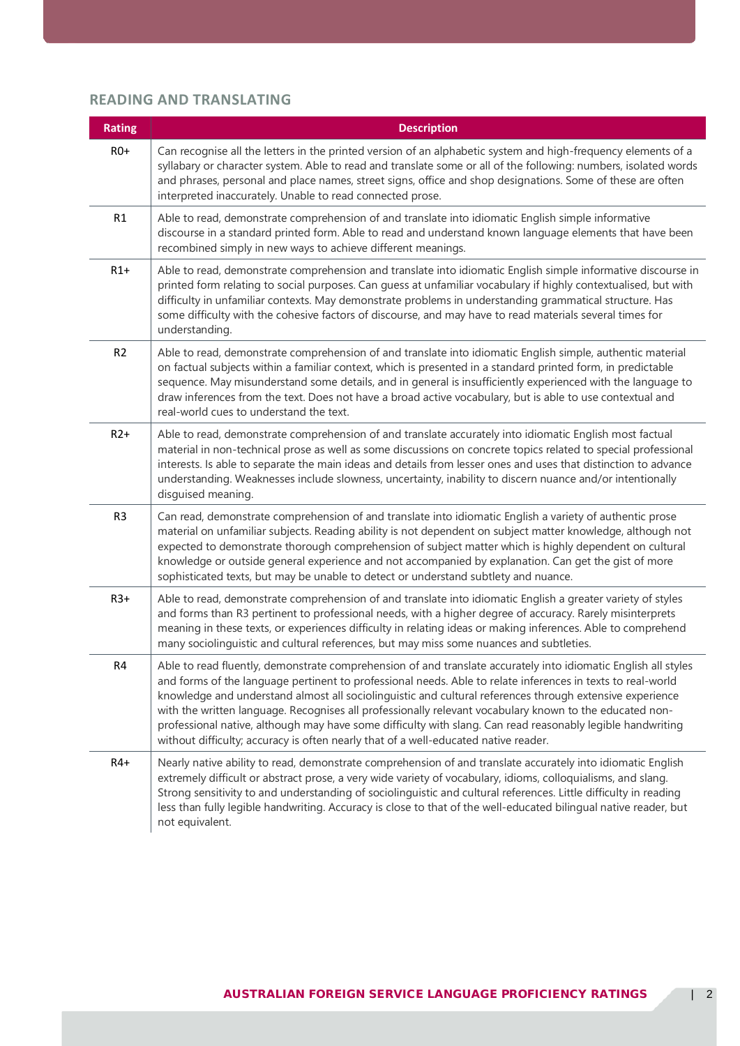## READING AND TRANSLATING

| Rating | Description |
|---|---|
| R0+ | Can recognise all the letters in the printed version of an alphabetic system and high-frequency elements of a syllabary or character system. Able to read and translate some or all of the following: numbers, isolated words and phrases, personal and place names, street signs, office and shop designations. Some of these are often interpreted inaccurately. Unable to read connected prose. |
| R1 | Able to read, demonstrate comprehension of and translate into idiomatic English simple informative discourse in a standard printed form. Able to read and understand known language elements that have been recombined simply in new ways to achieve different meanings. |
| R1+ | Able to read, demonstrate comprehension and translate into idiomatic English simple informative discourse in printed form relating to social purposes. Can guess at unfamiliar vocabulary if highly contextualised, but with difficulty in unfamiliar contexts. May demonstrate problems in understanding grammatical structure. Has some difficulty with the cohesive factors of discourse, and may have to read materials several times for understanding. |
| R2 | Able to read, demonstrate comprehension of and translate into idiomatic English simple, authentic material on factual subjects within a familiar context, which is presented in a standard printed form, in predictable sequence. May misunderstand some details, and in general is insufficiently experienced with the language to draw inferences from the text. Does not have a broad active vocabulary, but is able to use contextual and real-world cues to understand the text. |
| R2+ | Able to read, demonstrate comprehension of and translate accurately into idiomatic English most factual material in non-technical prose as well as some discussions on concrete topics related to special professional interests. Is able to separate the main ideas and details from lesser ones and uses that distinction to advance understanding. Weaknesses include slowness, uncertainty, inability to discern nuance and/or intentionally disguised meaning. |
| R3 | Can read, demonstrate comprehension of and translate into idiomatic English a variety of authentic prose material on unfamiliar subjects. Reading ability is not dependent on subject matter knowledge, although not expected to demonstrate thorough comprehension of subject matter which is highly dependent on cultural knowledge or outside general experience and not accompanied by explanation. Can get the gist of more sophisticated texts, but may be unable to detect or understand subtlety and nuance. |
| R3+ | Able to read, demonstrate comprehension of and translate into idiomatic English a greater variety of styles and forms than R3 pertinent to professional needs, with a higher degree of accuracy. Rarely misinterprets meaning in these texts, or experiences difficulty in relating ideas or making inferences. Able to comprehend many sociolinguistic and cultural references, but may miss some nuances and subtleties. |
| R4 | Able to read fluently, demonstrate comprehension of and translate accurately into idiomatic English all styles and forms of the language pertinent to professional needs. Able to relate inferences in texts to real-world knowledge and understand almost all sociolinguistic and cultural references through extensive experience with the written language. Recognises all professionally relevant vocabulary known to the educated non-professional native, although may have some difficulty with slang. Can read reasonably legible handwriting without difficulty; accuracy is often nearly that of a well-educated native reader. |
| R4+ | Nearly native ability to read, demonstrate comprehension of and translate accurately into idiomatic English extremely difficult or abstract prose, a very wide variety of vocabulary, idioms, colloquialisms, and slang. Strong sensitivity to and understanding of sociolinguistic and cultural references. Little difficulty in reading less than fully legible handwriting. Accuracy is close to that of the well-educated bilingual native reader, but not equivalent. |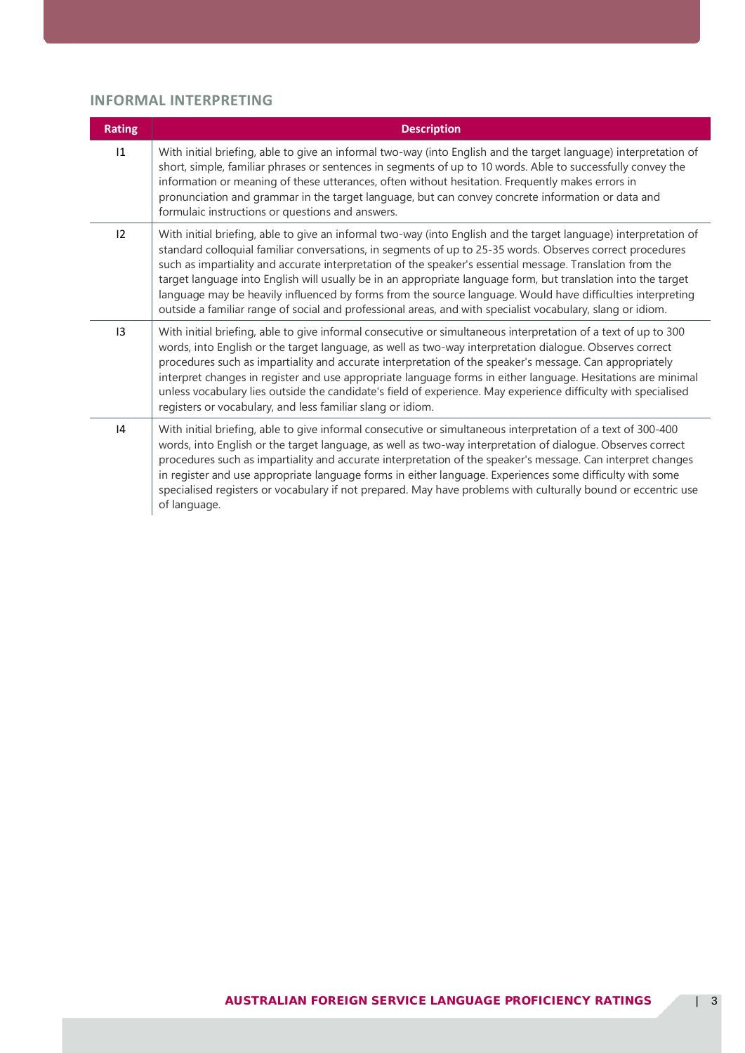## INFORMAL INTERPRETING

| Rating | Description |
| --- | --- |
| I1 | With initial briefing, able to give an informal two-way (into English and the target language) interpretation of short, simple, familiar phrases or sentences in segments of up to 10 words. Able to successfully convey the information or meaning of these utterances, often without hesitation. Frequently makes errors in pronunciation and grammar in the target language, but can convey concrete information or data and formulaic instructions or questions and answers. |
| I2 | With initial briefing, able to give an informal two-way (into English and the target language) interpretation of standard colloquial familiar conversations, in segments of up to 25-35 words. Observes correct procedures such as impartiality and accurate interpretation of the speaker's essential message. Translation from the target language into English will usually be in an appropriate language form, but translation into the target language may be heavily influenced by forms from the source language. Would have difficulties interpreting outside a familiar range of social and professional areas, and with specialist vocabulary, slang or idiom. |
| I3 | With initial briefing, able to give informal consecutive or simultaneous interpretation of a text of up to 300 words, into English or the target language, as well as two-way interpretation dialogue. Observes correct procedures such as impartiality and accurate interpretation of the speaker's message. Can appropriately interpret changes in register and use appropriate language forms in either language. Hesitations are minimal unless vocabulary lies outside the candidate's field of experience. May experience difficulty with specialised registers or vocabulary, and less familiar slang or idiom. |
| I4 | With initial briefing, able to give informal consecutive or simultaneous interpretation of a text of 300-400 words, into English or the target language, as well as two-way interpretation of dialogue. Observes correct procedures such as impartiality and accurate interpretation of the speaker's message. Can interpret changes in register and use appropriate language forms in either language. Experiences some difficulty with some specialised registers or vocabulary if not prepared. May have problems with culturally bound or eccentric use of language. |